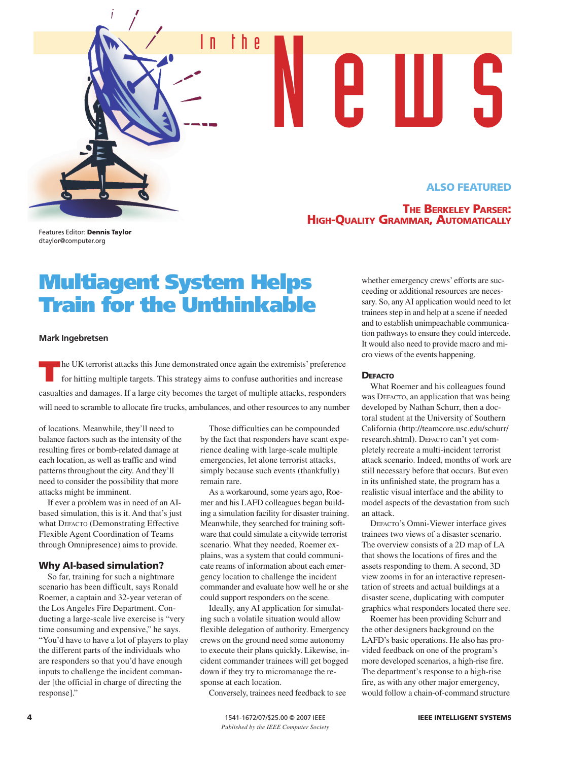# In the News

**ALSO FEATURED**

**THE BERKELEY PARSER: HIGH-QUALITY GRAMMAR, AUTOMATICALLY**

Features Editor: **Dennis Taylor**
dtaylor@computer.org

## Multiagent System Helps Train for the Unthinkable

**Mark Ingebretsen**

The UK terrorist attacks this June demonstrated once again the extremists' preference for hitting multiple targets. This strategy aims to confuse authorities and increase casualties and damages. If a large city becomes the target of multiple attacks, responders will need to scramble to allocate fire trucks, ambulances, and other resources to any number of locations. Meanwhile, they'll need to balance factors such as the intensity of the resulting fires or bomb-related damage at each location, as well as traffic and wind patterns throughout the city. And they'll need to consider the possibility that more attacks might be imminent.

If ever a problem was in need of an AI-based simulation, this is it. And that's just what DEFACTO (Demonstrating Effective Flexible Agent Coordination of Teams through Omnipresence) aims to provide.

### Why AI-based simulation?

So far, training for such a nightmare scenario has been difficult, says Ronald Roemer, a captain and 32-year veteran of the Los Angeles Fire Department. Conducting a large-scale live exercise is "very time consuming and expensive," he says. "You'd have to have a lot of players to play the different parts of the individuals who are responders so that you'd have enough inputs to challenge the incident commander [the official in charge of directing the response]."

Those difficulties can be compounded by the fact that responders have scant experience dealing with large-scale multiple emergencies, let alone terrorist attacks, simply because such events (thankfully) remain rare.

As a workaround, some years ago, Roemer and his LAFD colleagues began building a simulation facility for disaster training. Meanwhile, they searched for training software that could simulate a citywide terrorist scenario. What they needed, Roemer explains, was a system that could communicate reams of information about each emergency location to challenge the incident commander and evaluate how well he or she could support responders on the scene.

Ideally, any AI application for simulating such a volatile situation would allow flexible delegation of authority. Emergency crews on the ground need some autonomy to execute their plans quickly. Likewise, incident commander trainees will get bogged down if they try to micromanage the response at each location.

Conversely, trainees need feedback to see whether emergency crews' efforts are succeeding or additional resources are necessary. So, any AI application would need to let trainees step in and help at a scene if needed and to establish unimpeachable communication pathways to ensure they could intercede. It would also need to provide macro and micro views of the events happening.

### DEFACTO

What Roemer and his colleagues found was DEFACTO, an application that was being developed by Nathan Schurr, then a doctoral student at the University of Southern California (http://teamcore.usc.edu/schurr/research.shtml). DEFACTO can't yet completely recreate a multi-incident terrorist attack scenario. Indeed, months of work are still necessary before that occurs. But even in its unfinished state, the program has a realistic visual interface and the ability to model aspects of the devastation from such an attack.

DEFACTO's Omni-Viewer interface gives trainees two views of a disaster scenario. The overview consists of a 2D map of LA that shows the locations of fires and the assets responding to them. A second, 3D view zooms in for an interactive representation of streets and actual buildings at a disaster scene, duplicating with computer graphics what responders located there see.

Roemer has been providing Schurr and the other designers background on the LAFD's basic operations. He also has provided feedback on one of the program's more developed scenarios, a high-rise fire. The department's response to a high-rise fire, as with any other major emergency, would follow a chain-of-command structure

1541-1672/07/$25.00 © 2007 IEEE
*Published by the IEEE Computer Society*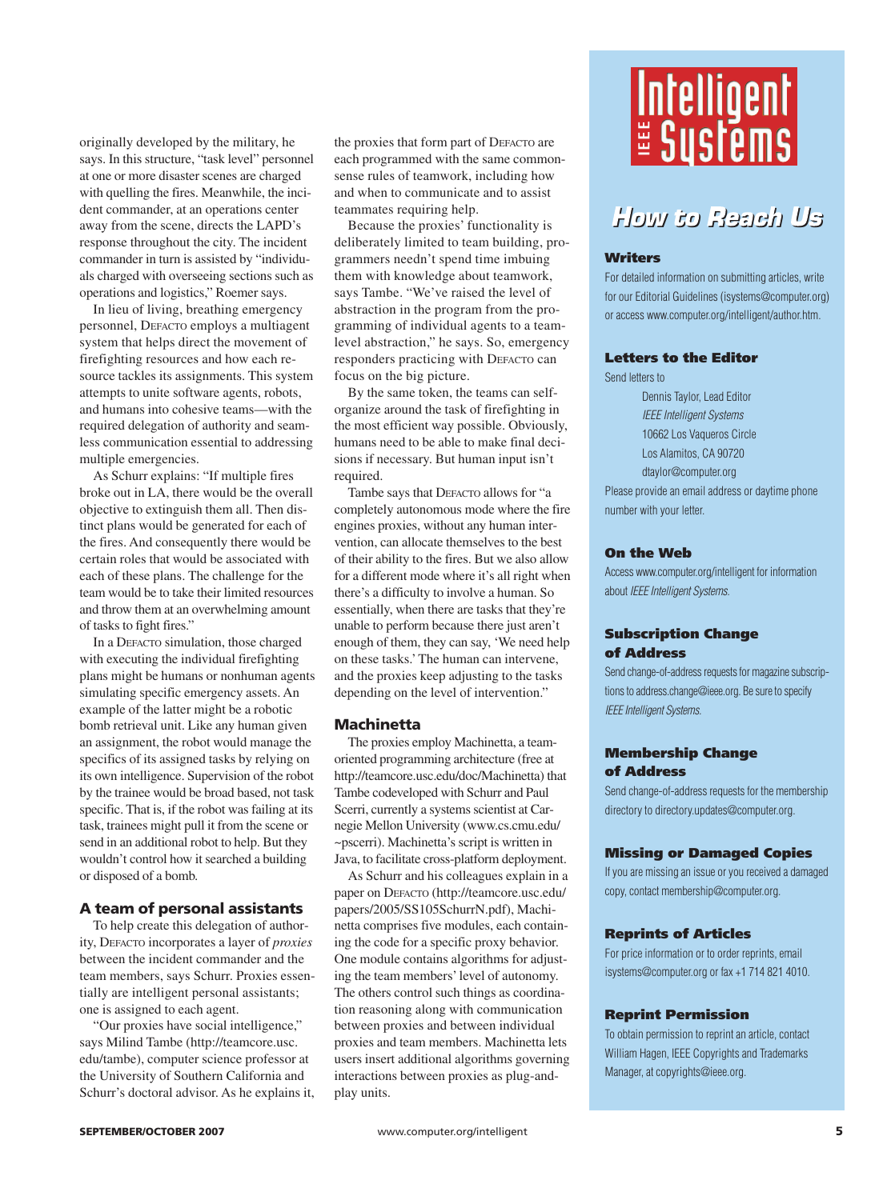originally developed by the military, he says. In this structure, "task level" personnel at one or more disaster scenes are charged with quelling the fires. Meanwhile, the incident commander, at an operations center away from the scene, directs the LAPD's response throughout the city. The incident commander in turn is assisted by "individuals charged with overseeing sections such as operations and logistics," Roemer says.

In lieu of living, breathing emergency personnel, DEFACTO employs a multiagent system that helps direct the movement of firefighting resources and how each resource tackles its assignments. This system attempts to unite software agents, robots, and humans into cohesive teams—with the required delegation of authority and seamless communication essential to addressing multiple emergencies.

As Schurr explains: "If multiple fires broke out in LA, there would be the overall objective to extinguish them all. Then distinct plans would be generated for each of the fires. And consequently there would be certain roles that would be associated with each of these plans. The challenge for the team would be to take their limited resources and throw them at an overwhelming amount of tasks to fight fires."

In a DEFACTO simulation, those charged with executing the individual firefighting plans might be humans or nonhuman agents simulating specific emergency assets. An example of the latter might be a robotic bomb retrieval unit. Like any human given an assignment, the robot would manage the specifics of its assigned tasks by relying on its own intelligence. Supervision of the robot by the trainee would be broad based, not task specific. That is, if the robot was failing at its task, trainees might pull it from the scene or send in an additional robot to help. But they wouldn't control how it searched a building or disposed of a bomb.

## A team of personal assistants

To help create this delegation of authority, DEFACTO incorporates a layer of *proxies* between the incident commander and the team members, says Schurr. Proxies essentially are intelligent personal assistants; one is assigned to each agent.

"Our proxies have social intelligence," says Milind Tambe (http://teamcore.usc.edu/tambe), computer science professor at the University of Southern California and Schurr's doctoral advisor. As he explains it, the proxies that form part of DEFACTO are each programmed with the same commonsense rules of teamwork, including how and when to communicate and to assist teammates requiring help.

Because the proxies' functionality is deliberately limited to team building, programmers needn't spend time imbuing them with knowledge about teamwork, says Tambe. "We've raised the level of abstraction in the program from the programming of individual agents to a team-level abstraction," he says. So, emergency responders practicing with DEFACTO can focus on the big picture.

By the same token, the teams can self-organize around the task of firefighting in the most efficient way possible. Obviously, humans need to be able to make final decisions if necessary. But human input isn't required.

Tambe says that DEFACTO allows for "a completely autonomous mode where the fire engines proxies, without any human intervention, can allocate themselves to the best of their ability to the fires. But we also allow for a different mode where it's all right when there's a difficulty to involve a human. So essentially, when there are tasks that they're unable to perform because there just aren't enough of them, they can say, 'We need help on these tasks.' The human can intervene, and the proxies keep adjusting to the tasks depending on the level of intervention."

## Machinetta

The proxies employ Machinetta, a team-oriented programming architecture (free at http://teamcore.usc.edu/doc/Machinetta) that Tambe codeveloped with Schurr and Paul Scerri, currently a systems scientist at Carnegie Mellon University (www.cs.cmu.edu/~pscerri). Machinetta's script is written in Java, to facilitate cross-platform deployment.

As Schurr and his colleagues explain in a paper on DEFACTO (http://teamcore.usc.edu/papers/2005/SS105SchurrN.pdf), Machinetta comprises five modules, each containing the code for a specific proxy behavior. One module contains algorithms for adjusting the team members' level of autonomy. The others control such things as coordination reasoning along with communication between proxies and between individual proxies and team members. Machinetta lets users insert additional algorithms governing interactions between proxies as plug-and-play units.

---

# IEEE Intelligent Systems

## How to Reach Us

### Writers

For detailed information on submitting articles, write for our Editorial Guidelines (isystems@computer.org) or access www.computer.org/intelligent/author.htm.

### Letters to the Editor

Send letters to

Dennis Taylor, Lead Editor
*IEEE Intelligent Systems*
10662 Los Vaqueros Circle
Los Alamitos, CA 90720
dtaylor@computer.org

Please provide an email address or daytime phone number with your letter.

### On the Web

Access www.computer.org/intelligent for information about *IEEE Intelligent Systems.*

### Subscription Change of Address

Send change-of-address requests for magazine subscriptions to address.change@ieee.org. Be sure to specify *IEEE Intelligent Systems.*

### Membership Change of Address

Send change-of-address requests for the membership directory to directory.updates@computer.org.

### Missing or Damaged Copies

If you are missing an issue or you received a damaged copy, contact membership@computer.org.

### Reprints of Articles

For price information or to order reprints, email isystems@computer.org or fax +1 714 821 4010.

### Reprint Permission

To obtain permission to reprint an article, contact William Hagen, IEEE Copyrights and Trademarks Manager, at copyrights@ieee.org.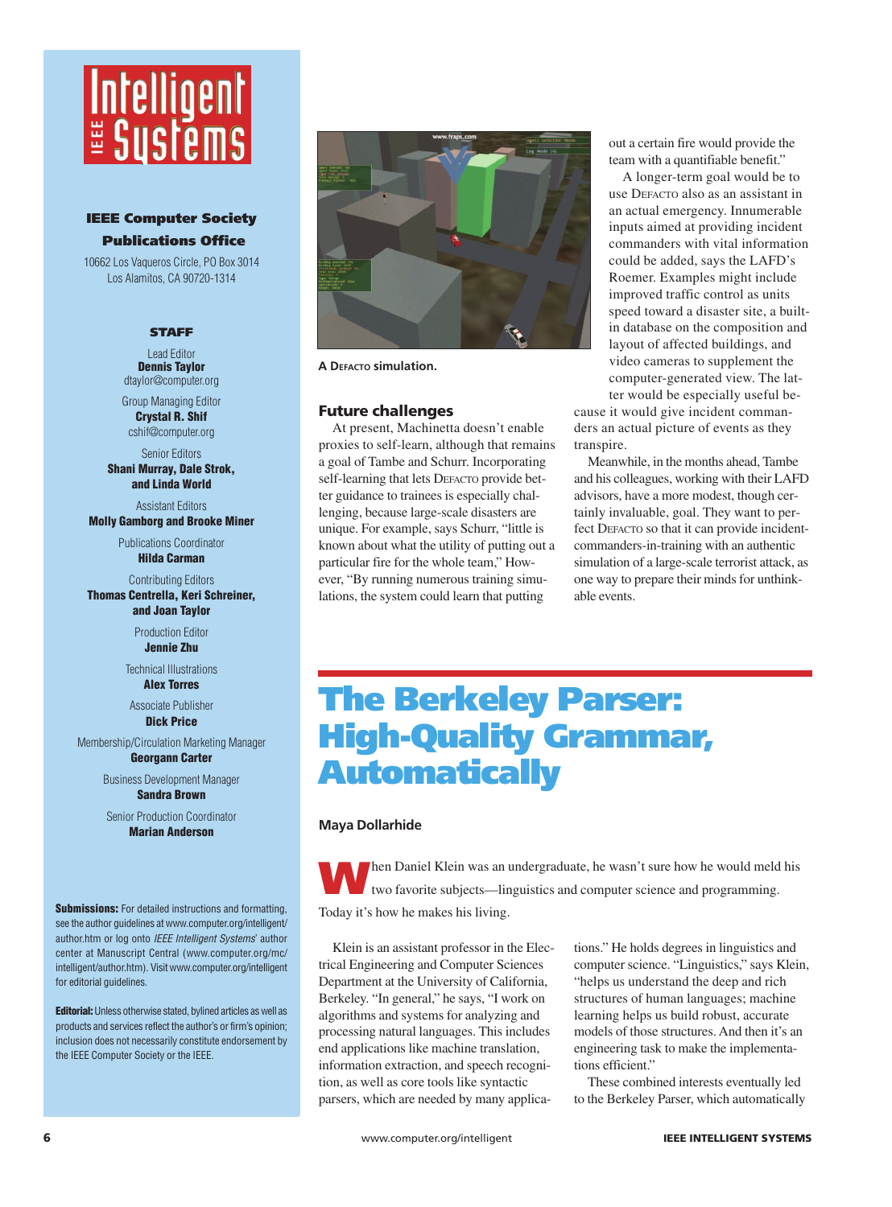**IEEE Computer Society Publications Office**

10662 Los Vaqueros Circle, PO Box 3014
Los Alamitos, CA 90720-1314

**STAFF**

Lead Editor
**Dennis Taylor**
dtaylor@computer.org

Group Managing Editor
**Crystal R. Shif**
cshif@computer.org

Senior Editors
**Shani Murray, Dale Strok, and Linda World**

Assistant Editors
**Molly Gamborg and Brooke Miner**

Publications Coordinator
**Hilda Carman**

Contributing Editors
**Thomas Centrella, Keri Schreiner, and Joan Taylor**

Production Editor
**Jennie Zhu**

Technical Illustrations
**Alex Torres**

Associate Publisher
**Dick Price**

Membership/Circulation Marketing Manager
**Georgann Carter**

Business Development Manager
**Sandra Brown**

Senior Production Coordinator
**Marian Anderson**

**Submissions:** For detailed instructions and formatting, see the author guidelines at www.computer.org/intelligent/author.htm or log onto *IEEE Intelligent Systems*' author center at Manuscript Central (www.computer.org/mc/intelligent/author.htm). Visit www.computer.org/intelligent for editorial guidelines.

**Editorial:** Unless otherwise stated, bylined articles as well as products and services reflect the author's or firm's opinion; inclusion does not necessarily constitute endorsement by the IEEE Computer Society or the IEEE.

A DEFACTO simulation.

## Future challenges

At present, Machinetta doesn't enable proxies to self-learn, although that remains a goal of Tambe and Schurr. Incorporating self-learning that lets DEFACTO provide better guidance to trainees is especially challenging, because large-scale disasters are unique. For example, says Schurr, "little is known about what the utility of putting out a particular fire for the whole team," However, "By running numerous training simulations, the system could learn that putting out a certain fire would provide the team with a quantifiable benefit."

A longer-term goal would be to use DEFACTO also as an assistant in an actual emergency. Innumerable inputs aimed at providing incident commanders with vital information could be added, says the LAFD's Roemer. Examples might include improved traffic control as units speed toward a disaster site, a built-in database on the composition and layout of affected buildings, and video cameras to supplement the computer-generated view. The latter would be especially useful because it would give incident commanders an actual picture of events as they transpire.

Meanwhile, in the months ahead, Tambe and his colleagues, working with their LAFD advisors, have a more modest, though certainly invaluable, goal. They want to perfect DEFACTO so that it can provide incident-commanders-in-training with an authentic simulation of a large-scale terrorist attack, as one way to prepare their minds for unthinkable events.

# The Berkeley Parser: High-Quality Grammar, Automatically

**Maya Dollarhide**

When Daniel Klein was an undergraduate, he wasn't sure how he would meld his two favorite subjects—linguistics and computer science and programming. Today it's how he makes his living.

Klein is an assistant professor in the Electrical Engineering and Computer Sciences Department at the University of California, Berkeley. "In general," he says, "I work on algorithms and systems for analyzing and processing natural languages. This includes end applications like machine translation, information extraction, and speech recognition, as well as core tools like syntactic parsers, which are needed by many applications." He holds degrees in linguistics and computer science. "Linguistics," says Klein, "helps us understand the deep and rich structures of human languages; machine learning helps us build robust, accurate models of those structures. And then it's an engineering task to make the implementations efficient."

These combined interests eventually led to the Berkeley Parser, which automatically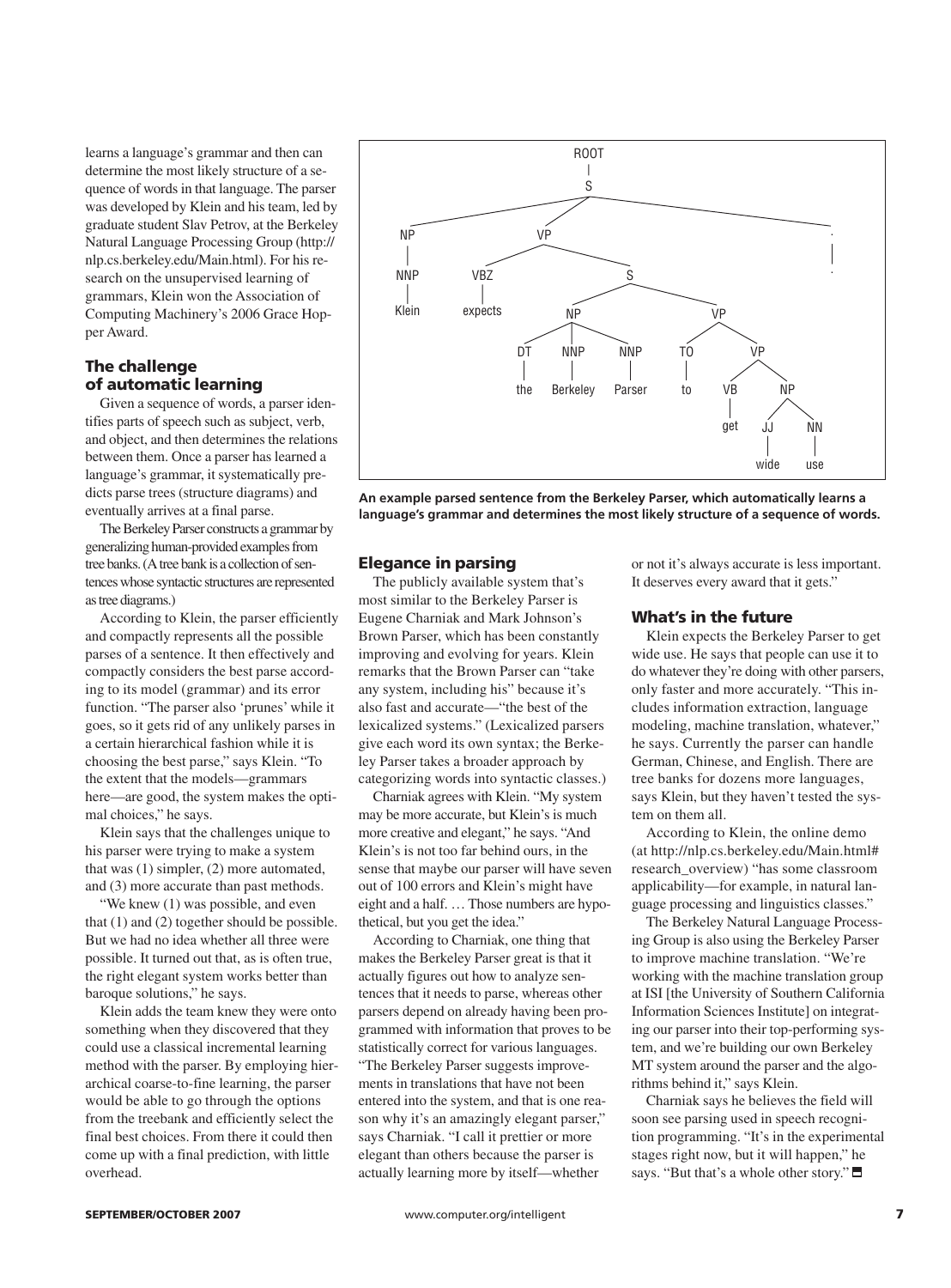learns a language's grammar and then can determine the most likely structure of a sequence of words in that language. The parser was developed by Klein and his team, led by graduate student Slav Petrov, at the Berkeley Natural Language Processing Group (http://nlp.cs.berkeley.edu/Main.html). For his research on the unsupervised learning of grammars, Klein won the Association of Computing Machinery's 2006 Grace Hopper Award.

## The challenge of automatic learning

Given a sequence of words, a parser identifies parts of speech such as subject, verb, and object, and then determines the relations between them. Once a parser has learned a language's grammar, it systematically predicts parse trees (structure diagrams) and eventually arrives at a final parse.

The Berkeley Parser constructs a grammar by generalizing human-provided examples from tree banks. (A tree bank is a collection of sentences whose syntactic structures are represented as tree diagrams.)

According to Klein, the parser efficiently and compactly represents all the possible parses of a sentence. It then effectively and compactly considers the best parse according to its model (grammar) and its error function. "The parser also 'prunes' while it goes, so it gets rid of any unlikely parses in a certain hierarchical fashion while it is choosing the best parse," says Klein. "To the extent that the models—grammars here—are good, the system makes the optimal choices," he says.

Klein says that the challenges unique to his parser were trying to make a system that was (1) simpler, (2) more automated, and (3) more accurate than past methods.

"We knew (1) was possible, and even that (1) and (2) together should be possible. But we had no idea whether all three were possible. It turned out that, as is often true, the right elegant system works better than baroque solutions," he says.

Klein adds the team knew they were onto something when they discovered that they could use a classical incremental learning method with the parser. By employing hierarchical coarse-to-fine learning, the parser would be able to go through the options from the treebank and efficiently select the final best choices. From there it could then come up with a final prediction, with little overhead.

ROOT
S
NP VP .
NNP VBZ S .
Klein expects NP VP
DT NNP NNP TO VP
the Berkeley Parser to VB NP
get JJ NN
wide use

**An example parsed sentence from the Berkeley Parser, which automatically learns a language's grammar and determines the most likely structure of a sequence of words.**

## Elegance in parsing

The publicly available system that's most similar to the Berkeley Parser is Eugene Charniak and Mark Johnson's Brown Parser, which has been constantly improving and evolving for years. Klein remarks that the Brown Parser can "take any system, including his" because it's also fast and accurate—"the best of the lexicalized systems." (Lexicalized parsers give each word its own syntax; the Berkeley Parser takes a broader approach by categorizing words into syntactic classes.)

Charniak agrees with Klein. "My system may be more accurate, but Klein's is much more creative and elegant," he says. "And Klein's is not too far behind ours, in the sense that maybe our parser will have seven out of 100 errors and Klein's might have eight and a half. … Those numbers are hypothetical, but you get the idea."

According to Charniak, one thing that makes the Berkeley Parser great is that it actually figures out how to analyze sentences that it needs to parse, whereas other parsers depend on already having been programmed with information that proves to be statistically correct for various languages. "The Berkeley Parser suggests improvements in translations that have not been entered into the system, and that is one reason why it's an amazingly elegant parser," says Charniak. "I call it prettier or more elegant than others because the parser is actually learning more by itself—whether or not it's always accurate is less important. It deserves every award that it gets."

## What's in the future

Klein expects the Berkeley Parser to get wide use. He says that people can use it to do whatever they're doing with other parsers, only faster and more accurately. "This includes information extraction, language modeling, machine translation, whatever," he says. Currently the parser can handle German, Chinese, and English. There are tree banks for dozens more languages, says Klein, but they haven't tested the system on them all.

According to Klein, the online demo (at http://nlp.cs.berkeley.edu/Main.html#research_overview) "has some classroom applicability—for example, in natural language processing and linguistics classes."

The Berkeley Natural Language Processing Group is also using the Berkeley Parser to improve machine translation. "We're working with the machine translation group at ISI [the University of Southern California Information Sciences Institute] on integrating our parser into their top-performing system, and we're building our own Berkeley MT system around the parser and the algorithms behind it," says Klein.

Charniak says he believes the field will soon see parsing used in speech recognition programming. "It's in the experimental stages right now, but it will happen," he says. "But that's a whole other story." ■